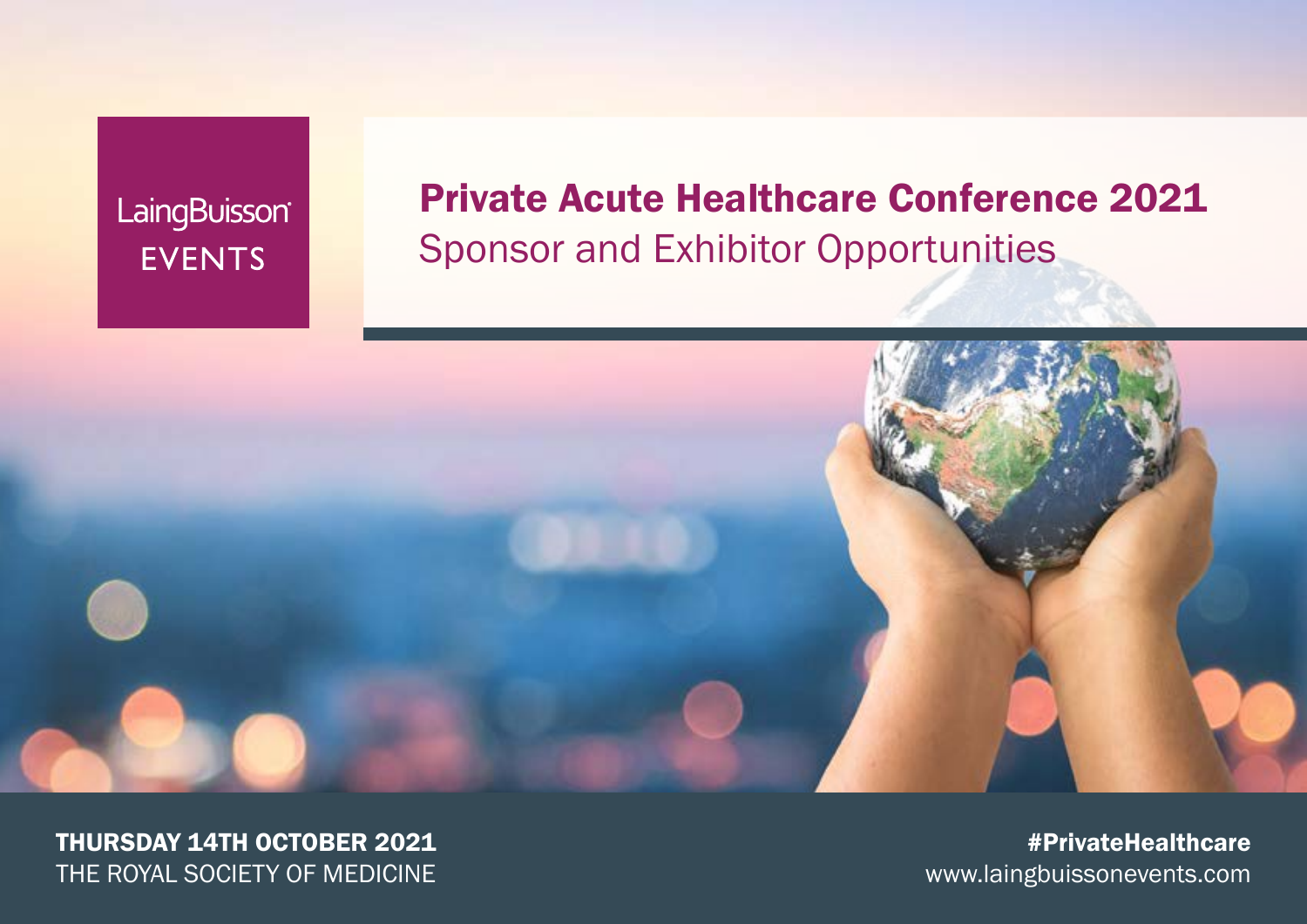LaingBuisson EVENTS

# Private Acute Healthcare Conference 2021

## Sponsor and Exhibitor Opportunities

**THURSDAY 14TH OCTOBER 2021**
THE ROYAL SOCIETY OF MEDICINE

**#PrivateHealthcare**
www.laingbuissonevents.com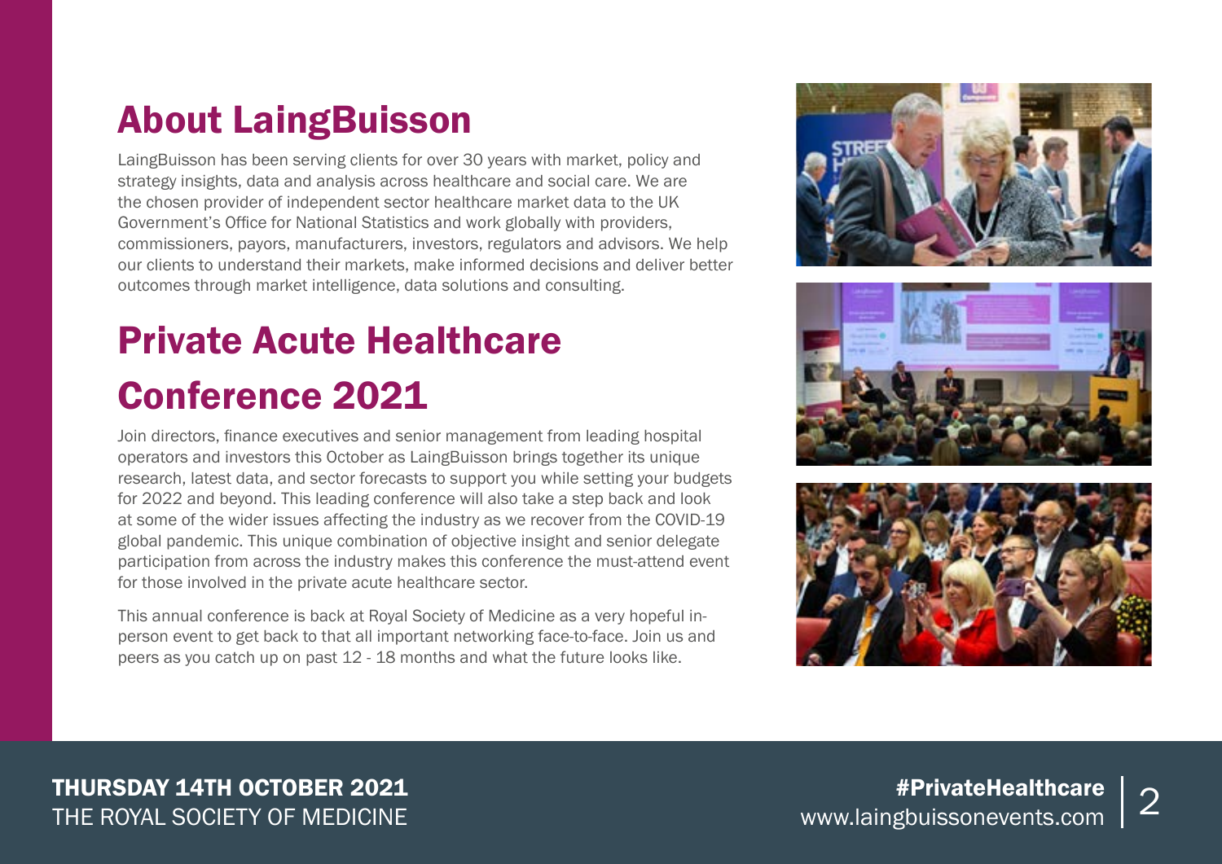# About LaingBuisson

LaingBuisson has been serving clients for over 30 years with market, policy and strategy insights, data and analysis across healthcare and social care. We are the chosen provider of independent sector healthcare market data to the UK Government's Office for National Statistics and work globally with providers, commissioners, payors, manufacturers, investors, regulators and advisors. We help our clients to understand their markets, make informed decisions and deliver better outcomes through market intelligence, data solutions and consulting.

# Private Acute Healthcare Conference 2021

Join directors, finance executives and senior management from leading hospital operators and investors this October as LaingBuisson brings together its unique research, latest data, and sector forecasts to support you while setting your budgets for 2022 and beyond. This leading conference will also take a step back and look at some of the wider issues affecting the industry as we recover from the COVID-19 global pandemic. This unique combination of objective insight and senior delegate participation from across the industry makes this conference the must-attend event for those involved in the private acute healthcare sector.

This annual conference is back at Royal Society of Medicine as a very hopeful in-person event to get back to that all important networking face-to-face. Join us and peers as you catch up on past 12 - 18 months and what the future looks like.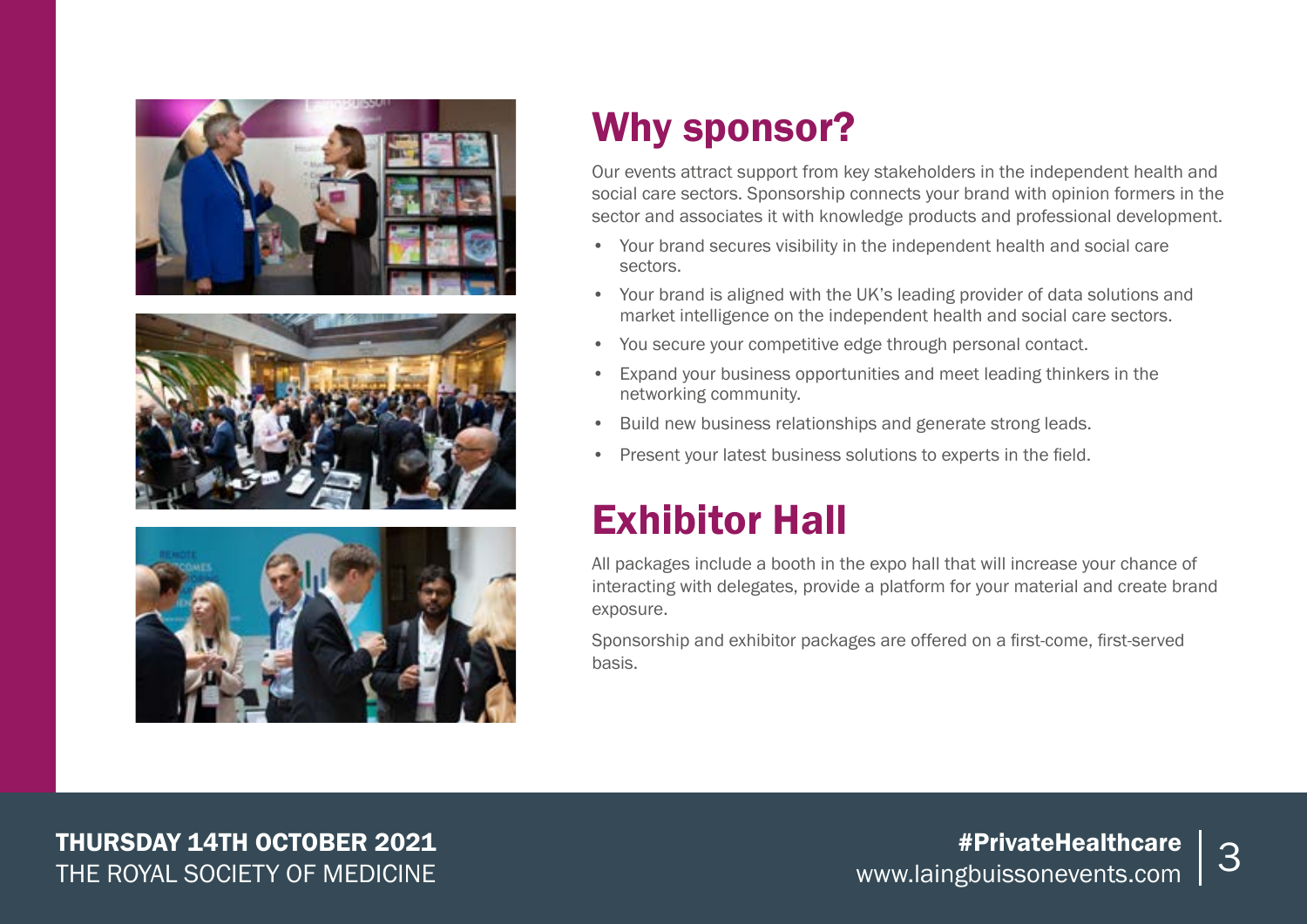## Why sponsor?

Our events attract support from key stakeholders in the independent health and social care sectors. Sponsorship connects your brand with opinion formers in the sector and associates it with knowledge products and professional development.

- Your brand secures visibility in the independent health and social care sectors.
- Your brand is aligned with the UK's leading provider of data solutions and market intelligence on the independent health and social care sectors.
- You secure your competitive edge through personal contact.
- Expand your business opportunities and meet leading thinkers in the networking community.
- Build new business relationships and generate strong leads.
- Present your latest business solutions to experts in the field.

## Exhibitor Hall

All packages include a booth in the expo hall that will increase your chance of interacting with delegates, provide a platform for your material and create brand exposure.

Sponsorship and exhibitor packages are offered on a first-come, first-served basis.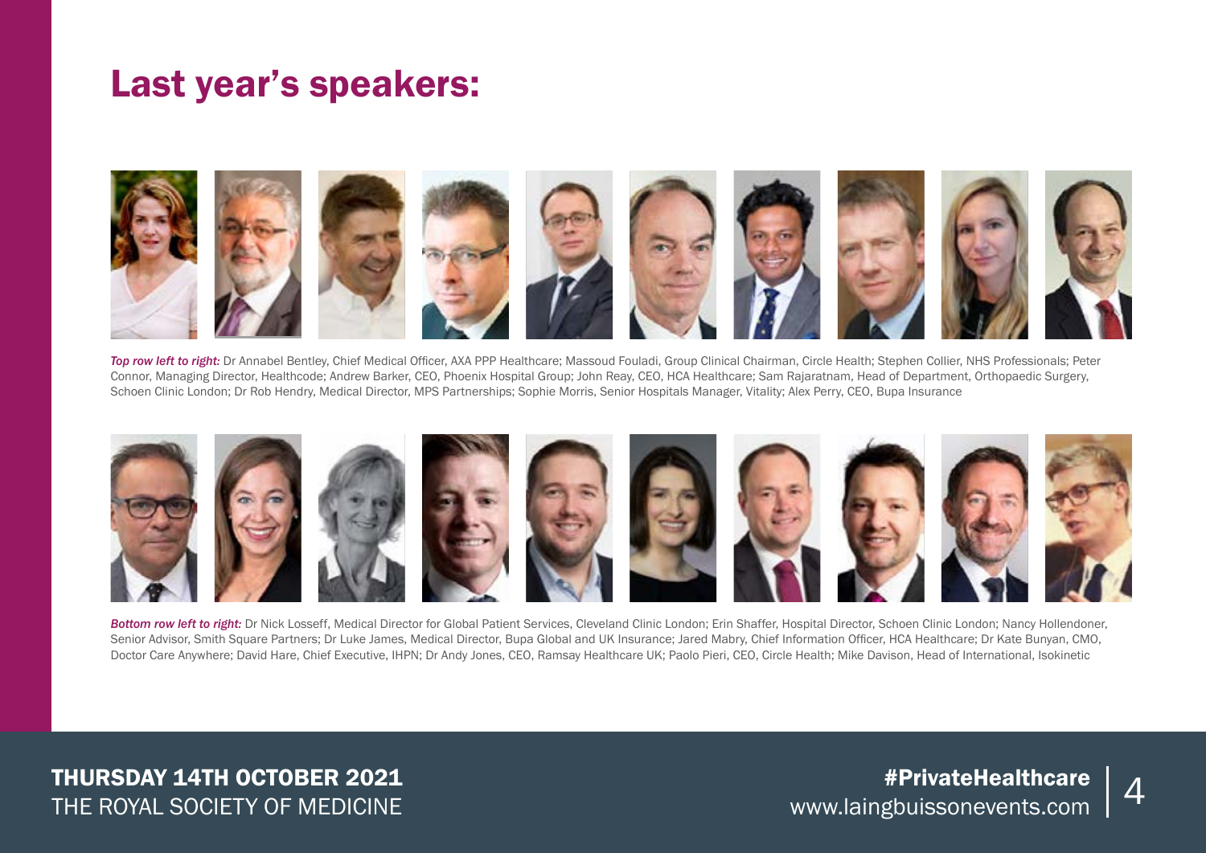# Last year's speakers:

*Top row left to right:* Dr Annabel Bentley, Chief Medical Officer, AXA PPP Healthcare; Massoud Fouladi, Group Clinical Chairman, Circle Health; Stephen Collier, NHS Professionals; Peter Connor, Managing Director, Healthcode; Andrew Barker, CEO, Phoenix Hospital Group; John Reay, CEO, HCA Healthcare; Sam Rajaratnam, Head of Department, Orthopaedic Surgery, Schoen Clinic London; Dr Rob Hendry, Medical Director, MPS Partnerships; Sophie Morris, Senior Hospitals Manager, Vitality; Alex Perry, CEO, Bupa Insurance

*Bottom row left to right:* Dr Nick Losseff, Medical Director for Global Patient Services, Cleveland Clinic London; Erin Shaffer, Hospital Director, Schoen Clinic London; Nancy Hollendoner, Senior Advisor, Smith Square Partners; Dr Luke James, Medical Director, Bupa Global and UK Insurance; Jared Mabry, Chief Information Officer, HCA Healthcare; Dr Kate Bunyan, CMO, Doctor Care Anywhere; David Hare, Chief Executive, IHPN; Dr Andy Jones, CEO, Ramsay Healthcare UK; Paolo Pieri, CEO, Circle Health; Mike Davison, Head of International, Isokinetic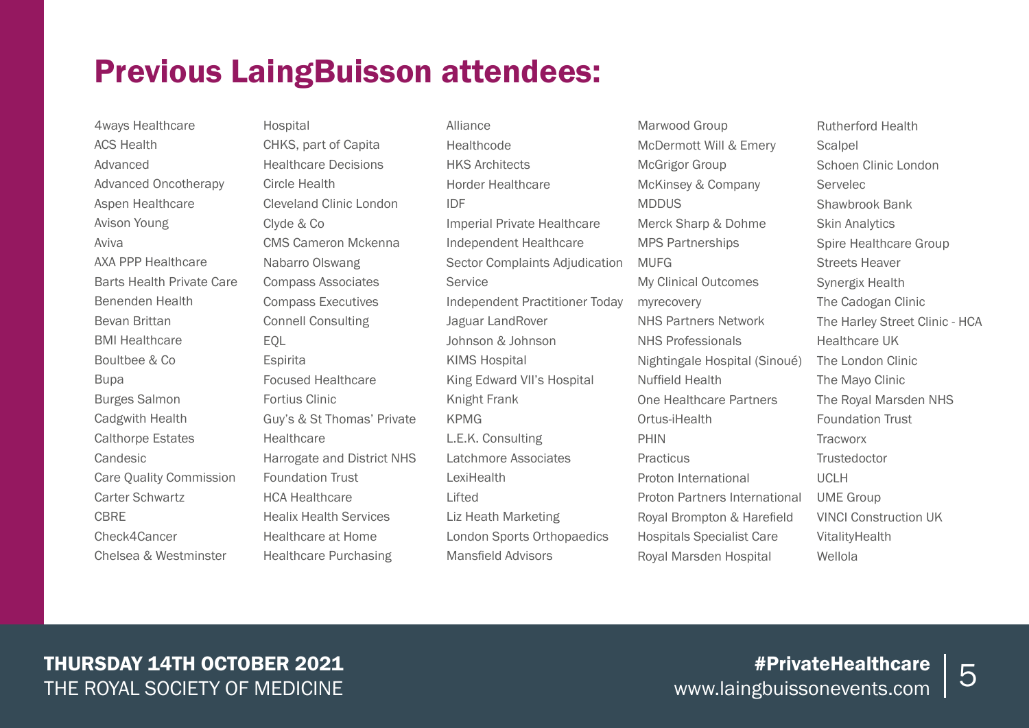# Previous LaingBuisson attendees:

4ways Healthcare
ACS Health
Advanced
Advanced Oncotherapy
Aspen Healthcare
Avison Young
Aviva
AXA PPP Healthcare
Barts Health Private Care
Benenden Health
Bevan Brittan
BMI Healthcare
Boultbee & Co
Bupa
Burges Salmon
Cadgwith Health
Calthorpe Estates
Candesic
Care Quality Commission
Carter Schwartz
CBRE
Check4Cancer
Chelsea & Westminster Hospital
CHKS, part of Capita Healthcare Decisions
Circle Health
Cleveland Clinic London
Clyde & Co
CMS Cameron Mckenna Nabarro Olswang
Compass Associates
Compass Executives
Connell Consulting
EQL
Espirita
Focused Healthcare
Fortius Clinic
Guy's & St Thomas' Private Healthcare
Harrogate and District NHS Foundation Trust
HCA Healthcare
Healix Health Services
Healthcare at Home
Healthcare Purchasing Alliance
Healthcode
HKS Architects
Horder Healthcare
IDF
Imperial Private Healthcare
Independent Healthcare Sector Complaints Adjudication Service
Independent Practitioner Today
Jaguar LandRover
Johnson & Johnson
KIMS Hospital
King Edward VII's Hospital
Knight Frank
KPMG
L.E.K. Consulting
Latchmore Associates
LexiHealth
Lifted
Liz Heath Marketing
London Sports Orthopaedics
Mansfield Advisors
Marwood Group
McDermott Will & Emery
McGrigor Group
McKinsey & Company
MDDUS
Merck Sharp & Dohme
MPS Partnerships
MUFG
My Clinical Outcomes
myrecovery
NHS Partners Network
NHS Professionals
Nightingale Hospital (Sinoué)
Nuffield Health
One Healthcare Partners
Ortus-iHealth
PHIN
Practicus
Proton International
Proton Partners International
Royal Brompton & Harefield Hospitals Specialist Care
Royal Marsden Hospital
Rutherford Health
Scalpel
Schoen Clinic London
Servelec
Shawbrook Bank
Skin Analytics
Spire Healthcare Group
Streets Heaver
Synergix Health
The Cadogan Clinic
The Harley Street Clinic - HCA Healthcare UK
The London Clinic
The Mayo Clinic
The Royal Marsden NHS Foundation Trust
Tracworx
Trustedoctor
UCLH
UME Group
VINCI Construction UK
VitalityHealth
Wellola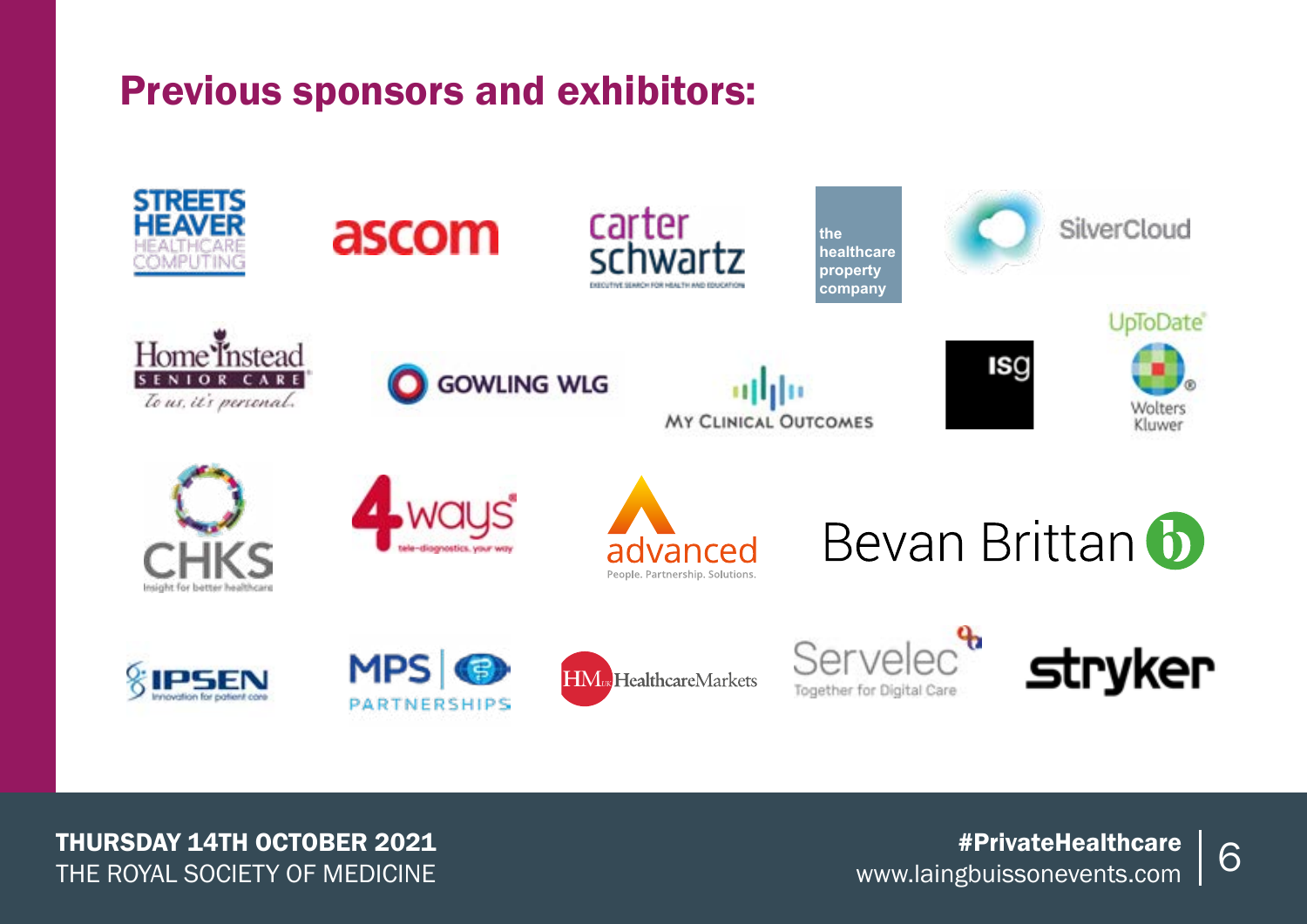## Previous sponsors and exhibitors:

STREETS HEAVER HEALTHCARE COMPUTING

ascom

carter schwartz
EXECUTIVE SEARCH FOR HEALTH AND EDUCATION

the healthcare property company

SilverCloud

Home Instead SENIOR CARE
To us, it's personal.

GOWLING WLG

MY CLINICAL OUTCOMES

isg

UpToDate
Wolters Kluwer

CHKS
Insight for better healthcare

4ways
tele-diagnostics, your way

advanced
People. Partnership. Solutions.

Bevan Brittan

IPSEN
Innovation for patient care

MPS PARTNERSHIPS

HM HealthcareMarkets

Servelec
Together for Digital Care

stryker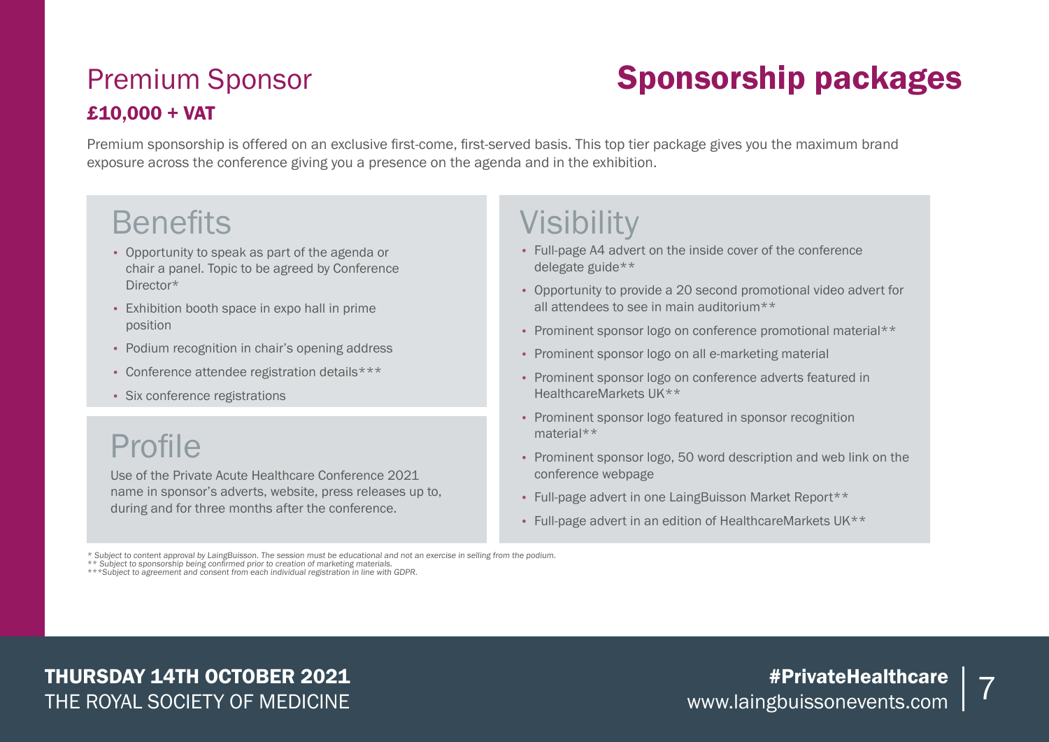## Sponsorship packages

## Premium Sponsor

**£10,000 + VAT**

Premium sponsorship is offered on an exclusive first-come, first-served basis. This top tier package gives you the maximum brand exposure across the conference giving you a presence on the agenda and in the exhibition.

### Benefits

- Opportunity to speak as part of the agenda or chair a panel. Topic to be agreed by Conference Director*
- Exhibition booth space in expo hall in prime position
- Podium recognition in chair's opening address
- Conference attendee registration details***
- Six conference registrations

### Profile

Use of the Private Acute Healthcare Conference 2021 name in sponsor's adverts, website, press releases up to, during and for three months after the conference.

### Visibility

- Full-page A4 advert on the inside cover of the conference delegate guide**
- Opportunity to provide a 20 second promotional video advert for all attendees to see in main auditorium**
- Prominent sponsor logo on conference promotional material**
- Prominent sponsor logo on all e-marketing material
- Prominent sponsor logo on conference adverts featured in HealthcareMarkets UK**
- Prominent sponsor logo featured in sponsor recognition material**
- Prominent sponsor logo, 50 word description and web link on the conference webpage
- Full-page advert in one LaingBuisson Market Report**
- Full-page advert in an edition of HealthcareMarkets UK**

*\* Subject to content approval by LaingBuisson. The session must be educational and not an exercise in selling from the podium.*
*\*\* Subject to sponsorship being confirmed prior to creation of marketing materials.*
*\*\*\*Subject to agreement and consent from each individual registration in line with GDPR.*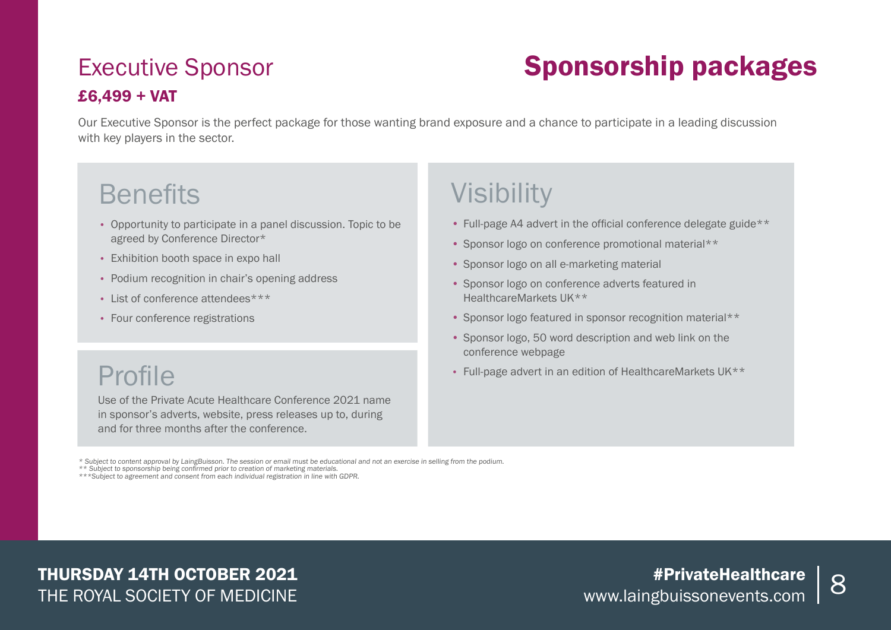# Sponsorship packages

## Executive Sponsor

**£6,499 + VAT**

Our Executive Sponsor is the perfect package for those wanting brand exposure and a chance to participate in a leading discussion with key players in the sector.

### Benefits

- Opportunity to participate in a panel discussion. Topic to be agreed by Conference Director*
- Exhibition booth space in expo hall
- Podium recognition in chair's opening address
- List of conference attendees***
- Four conference registrations

### Profile

Use of the Private Acute Healthcare Conference 2021 name in sponsor's adverts, website, press releases up to, during and for three months after the conference.

### Visibility

- Full-page A4 advert in the official conference delegate guide**
- Sponsor logo on conference promotional material**
- Sponsor logo on all e-marketing material
- Sponsor logo on conference adverts featured in HealthcareMarkets UK**
- Sponsor logo featured in sponsor recognition material**
- Sponsor logo, 50 word description and web link on the conference webpage
- Full-page advert in an edition of HealthcareMarkets UK**

*\* Subject to content approval by LaingBuisson. The session or email must be educational and not an exercise in selling from the podium.*
*\*\* Subject to sponsorship being confirmed prior to creation of marketing materials.*
*\*\*\*Subject to agreement and consent from each individual registration in line with GDPR.*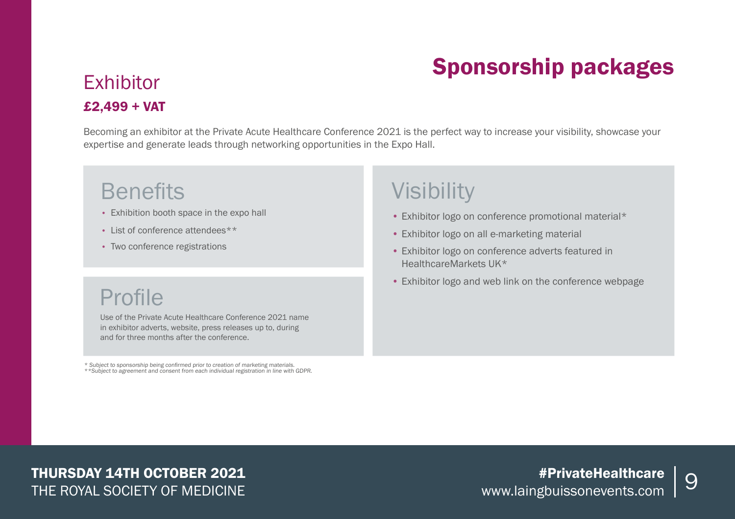# Sponsorship packages

## Exhibitor

**£2,499 + VAT**

Becoming an exhibitor at the Private Acute Healthcare Conference 2021 is the perfect way to increase your visibility, showcase your expertise and generate leads through networking opportunities in the Expo Hall.

### Benefits

- Exhibition booth space in the expo hall
- List of conference attendees**
- Two conference registrations

### Profile

Use of the Private Acute Healthcare Conference 2021 name in exhibitor adverts, website, press releases up to, during and for three months after the conference.

### Visibility

- Exhibitor logo on conference promotional material*
- Exhibitor logo on all e-marketing material
- Exhibitor logo on conference adverts featured in HealthcareMarkets UK*
- Exhibitor logo and web link on the conference webpage

*\* Subject to sponsorship being confirmed prior to creation of marketing materials.*
*\*\*Subject to agreement and consent from each individual registration in line with GDPR.*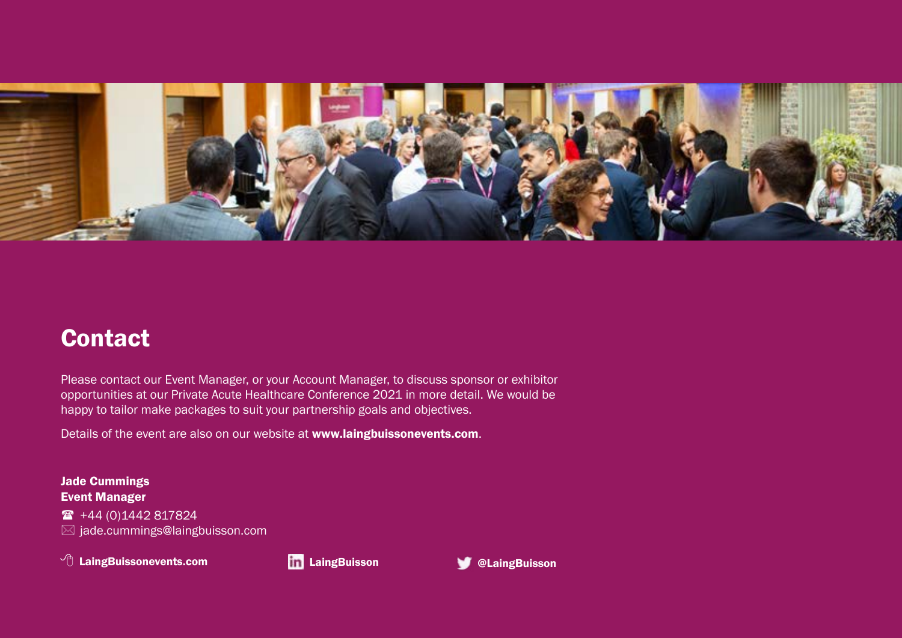# Contact

Please contact our Event Manager, or your Account Manager, to discuss sponsor or exhibitor opportunities at our Private Acute Healthcare Conference 2021 in more detail. We would be happy to tailor make packages to suit your partnership goals and objectives.

Details of the event are also on our website at **www.laingbuissonevents.com**.

**Jade Cummings**
**Event Manager**

☎ +44 (0)1442 817824
✉ jade.cummings@laingbuisson.com

**LaingBuissonevents.com**

**LaingBuisson**

**@LaingBuisson**